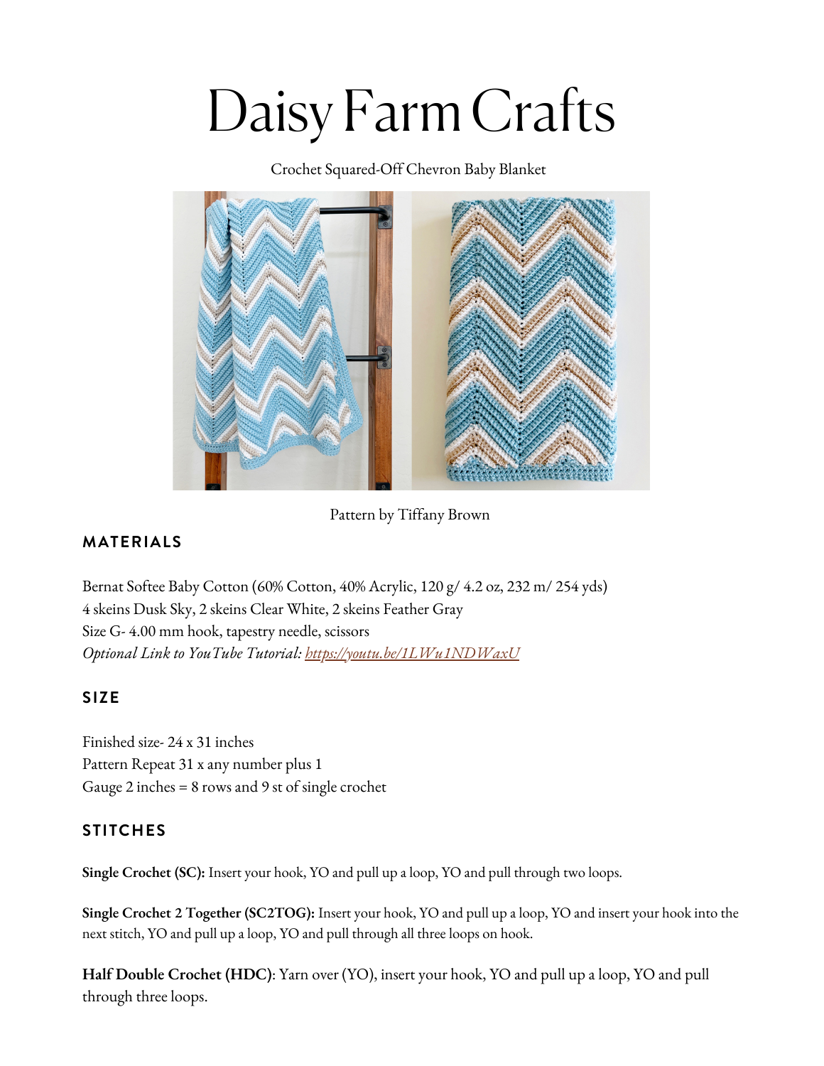# Daisy Farm Crafts

Crochet Squared-Off Chevron Baby Blanket

Pattern by Tiffany Brown

## MATERIALS

Bernat Softee Baby Cotton (60% Cotton, 40% Acrylic, 120 g/ 4.2 oz, 232 m/ 254 yds)
4 skeins Dusk Sky, 2 skeins Clear White, 2 skeins Feather Gray
Size G- 4.00 mm hook, tapestry needle, scissors
*Optional Link to YouTube Tutorial: [https://youtu.be/1LWu1NDWaxU](https://youtu.be/1LWu1NDWaxU)*

## SIZE

Finished size- 24 x 31 inches
Pattern Repeat 31 x any number plus 1
Gauge 2 inches = 8 rows and 9 st of single crochet

## STITCHES

**Single Crochet (SC):** Insert your hook, YO and pull up a loop, YO and pull through two loops.

**Single Crochet 2 Together (SC2TOG):** Insert your hook, YO and pull up a loop, YO and insert your hook into the next stitch, YO and pull up a loop, YO and pull through all three loops on hook.

**Half Double Crochet (HDC)**: Yarn over (YO), insert your hook, YO and pull up a loop, YO and pull through three loops.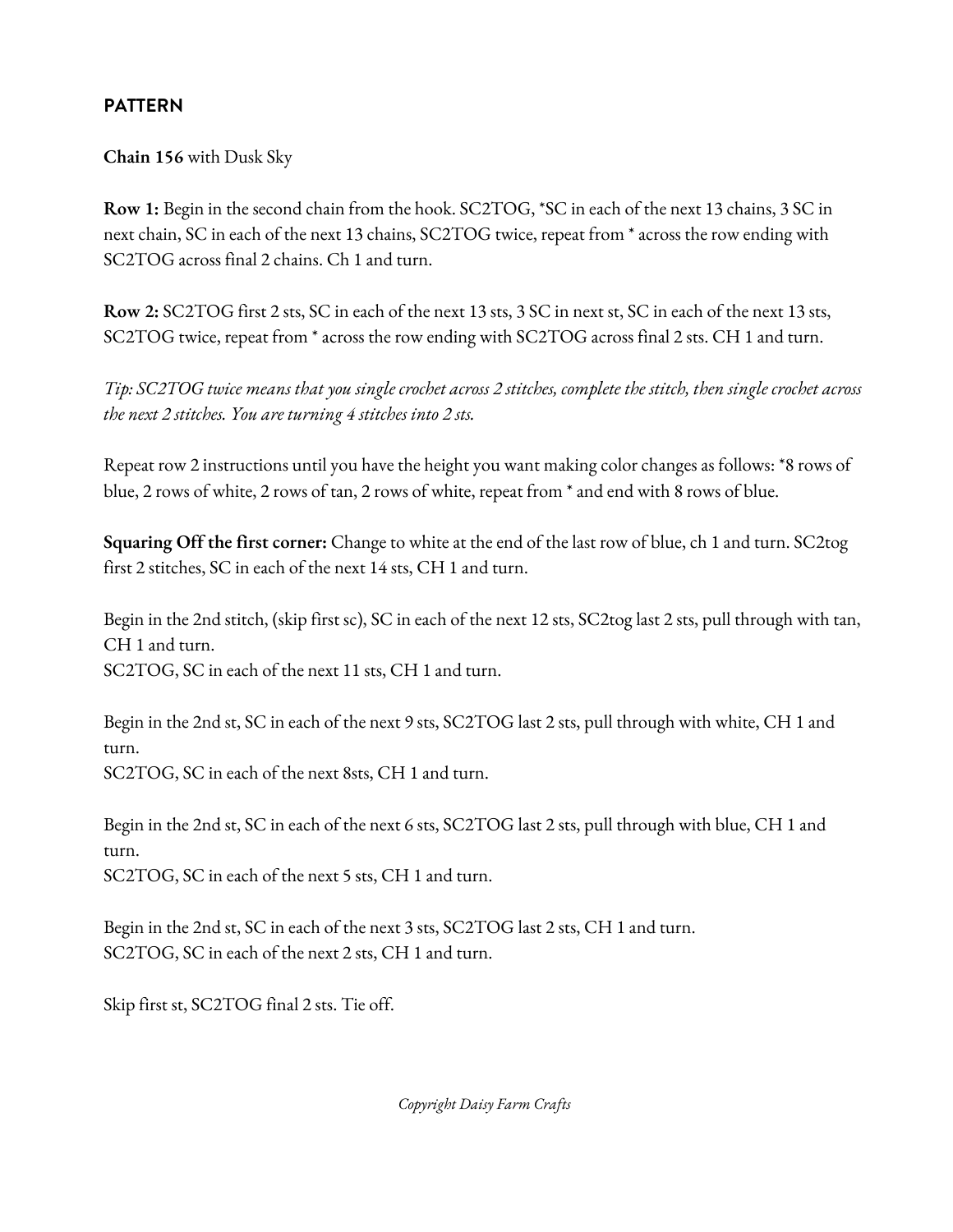## PATTERN

**Chain 156** with Dusk Sky

**Row 1:** Begin in the second chain from the hook. SC2TOG, *SC in each of the next 13 chains, 3 SC in next chain, SC in each of the next 13 chains, SC2TOG twice, repeat from * across the row ending with SC2TOG across final 2 chains. Ch 1 and turn.

**Row 2:** SC2TOG first 2 sts, SC in each of the next 13 sts, 3 SC in next st, SC in each of the next 13 sts, SC2TOG twice, repeat from * across the row ending with SC2TOG across final 2 sts. CH 1 and turn.

*Tip: SC2TOG twice means that you single crochet across 2 stitches, complete the stitch, then single crochet across the next 2 stitches. You are turning 4 stitches into 2 sts.*

Repeat row 2 instructions until you have the height you want making color changes as follows: *8 rows of blue, 2 rows of white, 2 rows of tan, 2 rows of white, repeat from * and end with 8 rows of blue.

**Squaring Off the first corner:** Change to white at the end of the last row of blue, ch 1 and turn. SC2tog first 2 stitches, SC in each of the next 14 sts, CH 1 and turn.

Begin in the 2nd stitch, (skip first sc), SC in each of the next 12 sts, SC2tog last 2 sts, pull through with tan, CH 1 and turn.
SC2TOG, SC in each of the next 11 sts, CH 1 and turn.

Begin in the 2nd st, SC in each of the next 9 sts, SC2TOG last 2 sts, pull through with white, CH 1 and turn.
SC2TOG, SC in each of the next 8sts, CH 1 and turn.

Begin in the 2nd st, SC in each of the next 6 sts, SC2TOG last 2 sts, pull through with blue, CH 1 and turn.
SC2TOG, SC in each of the next 5 sts, CH 1 and turn.

Begin in the 2nd st, SC in each of the next 3 sts, SC2TOG last 2 sts, CH 1 and turn.
SC2TOG, SC in each of the next 2 sts, CH 1 and turn.

Skip first st, SC2TOG final 2 sts. Tie off.

*Copyright Daisy Farm Crafts*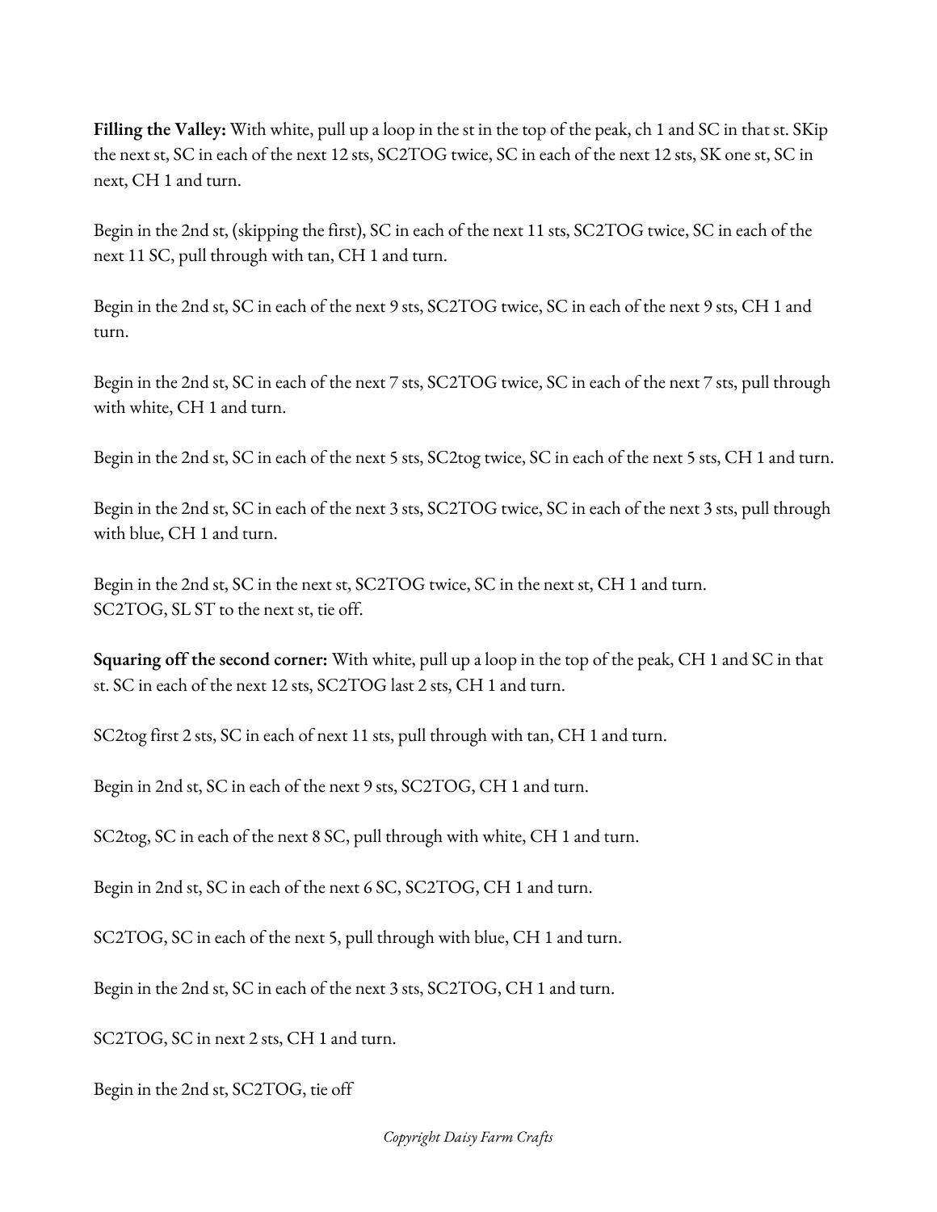**Filling the Valley:** With white, pull up a loop in the st in the top of the peak, ch 1 and SC in that st. SKip the next st, SC in each of the next 12 sts, SC2TOG twice, SC in each of the next 12 sts, SK one st, SC in next, CH 1 and turn.

Begin in the 2nd st, (skipping the first), SC in each of the next 11 sts, SC2TOG twice, SC in each of the next 11 SC, pull through with tan, CH 1 and turn.

Begin in the 2nd st, SC in each of the next 9 sts, SC2TOG twice, SC in each of the next 9 sts, CH 1 and turn.

Begin in the 2nd st, SC in each of the next 7 sts, SC2TOG twice, SC in each of the next 7 sts, pull through with white, CH 1 and turn.

Begin in the 2nd st, SC in each of the next 5 sts, SC2tog twice, SC in each of the next 5 sts, CH 1 and turn.

Begin in the 2nd st, SC in each of the next 3 sts, SC2TOG twice, SC in each of the next 3 sts, pull through with blue, CH 1 and turn.

Begin in the 2nd st, SC in the next st, SC2TOG twice, SC in the next st, CH 1 and turn.
SC2TOG, SL ST to the next st, tie off.

**Squaring off the second corner:** With white, pull up a loop in the top of the peak, CH 1 and SC in that st. SC in each of the next 12 sts, SC2TOG last 2 sts, CH 1 and turn.

SC2tog first 2 sts, SC in each of next 11 sts, pull through with tan, CH 1 and turn.

Begin in 2nd st, SC in each of the next 9 sts, SC2TOG, CH 1 and turn.

SC2tog, SC in each of the next 8 SC, pull through with white, CH 1 and turn.

Begin in 2nd st, SC in each of the next 6 SC, SC2TOG, CH 1 and turn.

SC2TOG, SC in each of the next 5, pull through with blue, CH 1 and turn.

Begin in the 2nd st, SC in each of the next 3 sts, SC2TOG, CH 1 and turn.

SC2TOG, SC in next 2 sts, CH 1 and turn.

Begin in the 2nd st, SC2TOG, tie off

*Copyright Daisy Farm Crafts*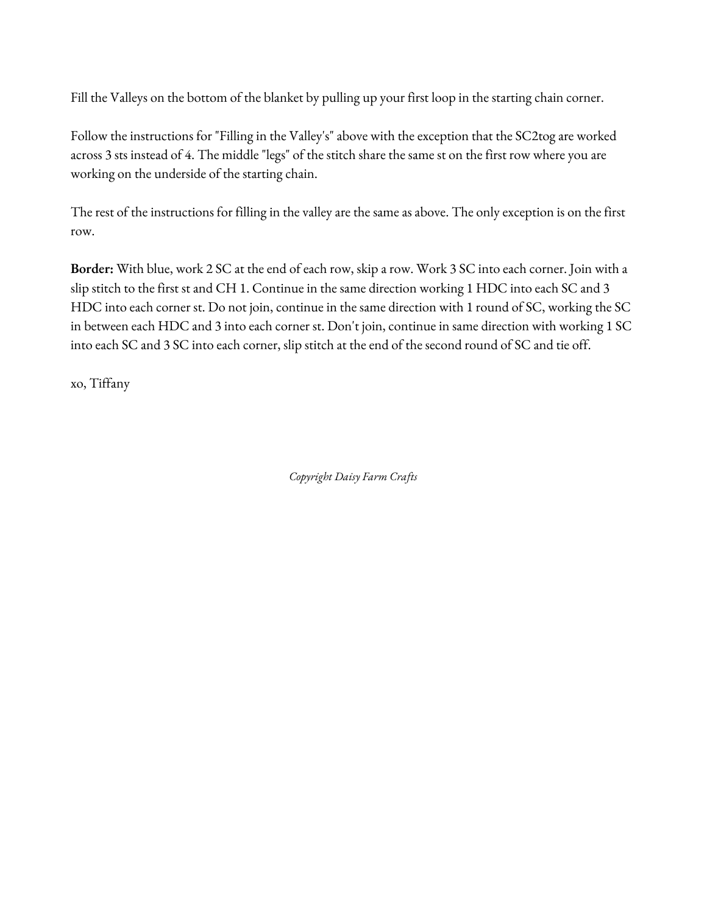Fill the Valleys on the bottom of the blanket by pulling up your first loop in the starting chain corner.

Follow the instructions for "Filling in the Valley's" above with the exception that the SC2tog are worked across 3 sts instead of 4. The middle "legs" of the stitch share the same st on the first row where you are working on the underside of the starting chain.

The rest of the instructions for filling in the valley are the same as above. The only exception is on the first row.

**Border:** With blue, work 2 SC at the end of each row, skip a row. Work 3 SC into each corner. Join with a slip stitch to the first st and CH 1. Continue in the same direction working 1 HDC into each SC and 3 HDC into each corner st. Do not join, continue in the same direction with 1 round of SC, working the SC in between each HDC and 3 into each corner st. Don't join, continue in same direction with working 1 SC into each SC and 3 SC into each corner, slip stitch at the end of the second round of SC and tie off.

xo, Tiffany

*Copyright Daisy Farm Crafts*